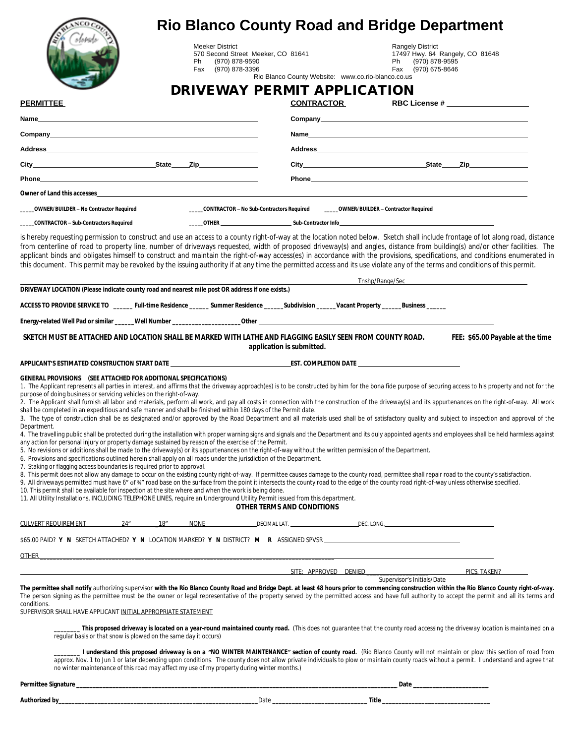# Rio Blanco County Road and Bridge Department

Meeker District
570 Second Street Meeker, CO 81641
Ph (970) 878-9590
Fax (970) 878-3396

Rangely District
17497 Hwy. 64 Rangely, CO 81648
Ph (970) 878-9595
Fax (970) 675-8646

Rio Blanco County Website: www.co.rio-blanco.co.us

## DRIVEWAY PERMIT APPLICATION

**PERMITTEE**

**Name**______________________________

**Company**______________________________

**Address**______________________________

**City**____________________ **State**_____ **Zip**__________

**Phone**______________________________

**CONTRACTOR** **RBC License #** ____________

**Company**______________________________

**Name**______________________________

**Address**______________________________

**City**____________________ **State**_____ **Zip**__________

**Phone**______________________________

**Owner of Land this accesses**______________________________

_____**OWNER/BUILDER – No Contractor Required** _____**CONTRACTOR – No Sub-Contractors Required** _____**OWNER/BUILDER – Contractor Required**

_____**CONTRACTOR – Sub-Contractors Required** _____**OTHER** ______________ **Sub-Contractor Info**______________________________

is hereby requesting permission to construct and use an access to a county right-of-way at the location noted below. Sketch shall include frontage of lot along road, distance from centerline of road to property line, number of driveways requested, width of proposed driveway(s) and angles, distance from building(s) and/or other facilities. The applicant binds and obligates himself to construct and maintain the right-of-way access(es) in accordance with the provisions, specifications, and conditions enumerated in this document. This permit may be revoked by the issuing authority if at any time the permitted access and its use violate any of the terms and conditions of this permit.

______________________________ Tnshp/Range/Sec ______________________________

**DRIVEWAY LOCATION (Please indicate county road and nearest mile post OR address if one exists.)**

**ACCESS TO PROVIDE SERVICE TO** ______ **Full-time Residence** ______ **Summer Residence** ______ **Subdivision** ______ **Vacant Property** ______ **Business** ______

**Energy-related Well Pad or similar** ______ **Well Number** ____________________ **Other** ______________________________

**SKETCH MUST BE ATTACHED AND LOCATION SHALL BE MARKED WITH LATHE AND FLAGGING EASILY SEEN FROM COUNTY ROAD.** **FEE: $65.00 Payable at the time application is submitted.**

**APPLICANT'S ESTIMATED CONSTRUCTION START DATE** ____________________ **EST. COMPLETION DATE** ____________________

**GENERAL PROVISIONS (SEE ATTACHED FOR ADDITIONAL SPECIFICATIONS)**

1. The Applicant represents all parties in interest, and affirms that the driveway approach(es) is to be constructed by him for the bona fide purpose of securing access to his property and not for the purpose of doing business or servicing vehicles on the right-of-way.
2. The Applicant shall furnish all labor and materials, perform all work, and pay all costs in connection with the construction of the driveway(s) and its appurtenances on the right-of-way. All work shall be completed in an expeditious and safe manner and shall be finished within 180 days of the Permit date.
3. The type of construction shall be as designated and/or approved by the Road Department and all materials used shall be of satisfactory quality and subject to inspection and approval of the Department.
4. The travelling public shall be protected during the installation with proper warning signs and signals and the Department and its duly appointed agents and employees shall be held harmless against any action for personal injury or property damage sustained by reason of the exercise of the Permit.
5. No revisions or additions shall be made to the driveway(s) or its appurtenances on the right-of-way without the written permission of the Department.
6. Provisions and specifications outlined herein shall apply on all roads under the jurisdiction of the Department.
7. Staking or flagging access boundaries is required prior to approval.
8. This permit does not allow any damage to occur on the existing county right-of-way. If permittee causes damage to the county road, permittee shall repair road to the county's satisfaction.
9. All driveways permitted must have 6" of ¾" road base on the surface from the point it intersects the county road to the edge of the county road right-of-way unless otherwise specified.
10. This permit shall be available for inspection at the site where and when the work is being done.
11. All Utility Installations, INCLUDING TELEPHONE LINES, require an Underground Utility Permit issued from this department.

**OTHER TERMS AND CONDITIONS**

CULVERT REQUIREMENT 24" _18" NONE DECIMAL LAT. ______________ DEC. LONG. ______________

$65.00 PAID? **Y N** SKETCH ATTACHED? **Y N** LOCATION MARKED? **Y N** DISTRICT? **M R** ASSIGNED SPVSR ______________

OTHER ______________________________

______________________________ SITE: APPROVED DENIED ______________ PICS. TAKEN? ______

Supervisor's Initials/Date

**The permittee shall notify** authorizing supervisor **with the Rio Blanco County Road and Bridge Dept. at least 48 hours prior to commencing construction within the Rio Blanco County right-of-way.** The person signing as the permittee must be the owner or legal representative of the property served by the permitted access and have full authority to accept the permit and all its terms and conditions.

SUPERVISOR SHALL HAVE APPLICANT INITIAL APPROPRIATE STATEMENT

________ **This proposed driveway is located on a year-round maintained county road.** (This does not guarantee that the county road accessing the driveway location is maintained on a regular basis or that snow is plowed on the same day it occurs)

________ **I understand this proposed driveway is on a "NO WINTER MAINTENANCE" section of county road.** (Rio Blanco County will not maintain or plow this section of road from approx. Nov. 1 to Jun 1 or later depending upon conditions. The county does not allow private individuals to plow or maintain county roads without a permit. I understand and agree that no winter maintenance of this road may affect my use of my property during winter months.)

**Permittee Signature** ______________________________ **Date** ____________

**Authorized by**______________________________ Date ______________ **Title** ______________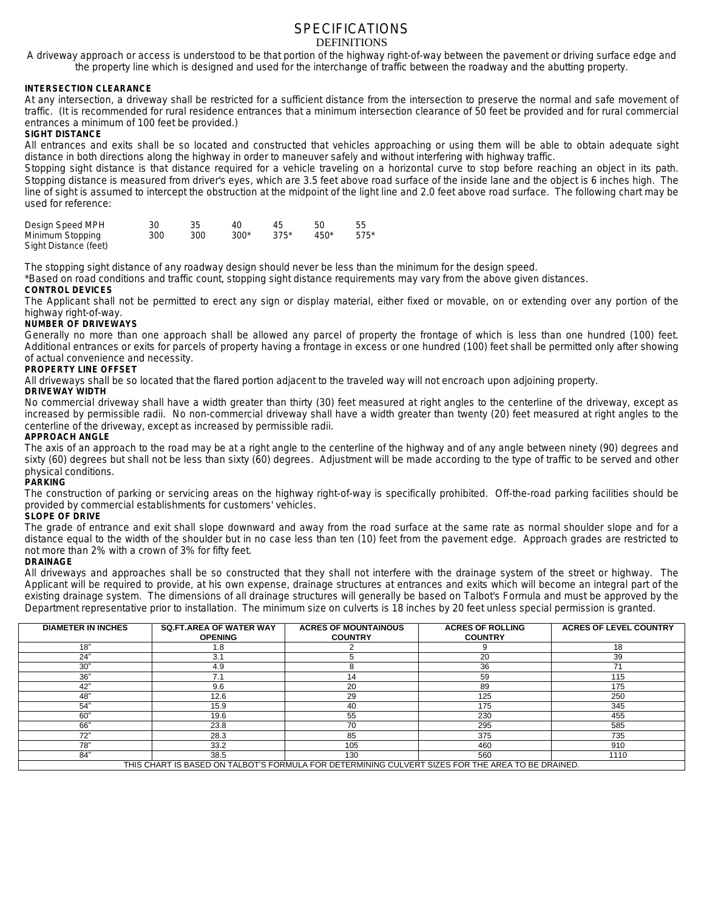# SPECIFICATIONS

## DEFINITIONS

A driveway approach or access is understood to be that portion of the highway right-of-way between the pavement or driving surface edge and the property line which is designed and used for the interchange of traffic between the roadway and the abutting property.

**INTERSECTION CLEARANCE**

At any intersection, a driveway shall be restricted for a sufficient distance from the intersection to preserve the normal and safe movement of traffic. (It is recommended for rural residence entrances that a minimum intersection clearance of 50 feet be provided and for rural commercial entrances a minimum of 100 feet be provided.)

**SIGHT DISTANCE**

All entrances and exits shall be so located and constructed that vehicles approaching or using them will be able to obtain adequate sight distance in both directions along the highway in order to maneuver safely and without interfering with highway traffic.

Stopping sight distance is that distance required for a vehicle traveling on a horizontal curve to stop before reaching an object in its path. Stopping distance is measured from driver's eyes, which are 3.5 feet above road surface of the inside lane and the object is 6 inches high. The line of sight is assumed to intercept the obstruction at the midpoint of the light line and 2.0 feet above road surface. The following chart may be used for reference:

| Design Speed MPH | 30 | 35 | 40 | 45 | 50 | 55 |
|---|---|---|---|---|---|---|
| Minimum Stopping Sight Distance (feet) | 300 | 300 | 300* | 375* | 450* | 575* |

The stopping sight distance of any roadway design should never be less than the minimum for the design speed.

*Based on road conditions and traffic count, stopping sight distance requirements may vary from the above given distances.

**CONTROL DEVICES**

The Applicant shall not be permitted to erect any sign or display material, either fixed or movable, on or extending over any portion of the highway right-of-way.

**NUMBER OF DRIVEWAYS**

Generally no more than one approach shall be allowed any parcel of property the frontage of which is less than one hundred (100) feet. Additional entrances or exits for parcels of property having a frontage in excess or one hundred (100) feet shall be permitted only after showing of actual convenience and necessity.

**PROPERTY LINE OFFSET**

All driveways shall be so located that the flared portion adjacent to the traveled way will not encroach upon adjoining property.

**DRIVEWAY WIDTH**

No commercial driveway shall have a width greater than thirty (30) feet measured at right angles to the centerline of the driveway, except as increased by permissible radii. No non-commercial driveway shall have a width greater than twenty (20) feet measured at right angles to the centerline of the driveway, except as increased by permissible radii.

**APPROACH ANGLE**

The axis of an approach to the road may be at a right angle to the centerline of the highway and of any angle between ninety (90) degrees and sixty (60) degrees but shall not be less than sixty (60) degrees. Adjustment will be made according to the type of traffic to be served and other physical conditions.

**PARKING**

The construction of parking or servicing areas on the highway right-of-way is specifically prohibited. Off-the-road parking facilities should be provided by commercial establishments for customers' vehicles.

**SLOPE OF DRIVE**

The grade of entrance and exit shall slope downward and away from the road surface at the same rate as normal shoulder slope and for a distance equal to the width of the shoulder but in no case less than ten (10) feet from the pavement edge. Approach grades are restricted to not more than 2% with a crown of 3% for fifty feet.

**DRAINAGE**

All driveways and approaches shall be so constructed that they shall not interfere with the drainage system of the street or highway. The Applicant will be required to provide, at his own expense, drainage structures at entrances and exits which will become an integral part of the existing drainage system. The dimensions of all drainage structures will generally be based on Talbot's Formula and must be approved by the Department representative prior to installation. The minimum size on culverts is 18 inches by 20 feet unless special permission is granted.

| DIAMETER IN INCHES | SQ.FT.AREA OF WATER WAY OPENING | ACRES OF MOUNTAINOUS COUNTRY | ACRES OF ROLLING COUNTRY | ACRES OF LEVEL COUNTRY |
|---|---|---|---|---|
| 18" | 1.8 | 2 | 9 | 18 |
| 24" | 3.1 | 5 | 20 | 39 |
| 30" | 4.9 | 8 | 36 | 71 |
| 36" | 7.1 | 14 | 59 | 115 |
| 42" | 9.6 | 20 | 89 | 175 |
| 48" | 12.6 | 29 | 125 | 250 |
| 54" | 15.9 | 40 | 175 | 345 |
| 60" | 19.6 | 55 | 230 | 455 |
| 66" | 23.8 | 70 | 295 | 585 |
| 72" | 28.3 | 85 | 375 | 735 |
| 78" | 33.2 | 105 | 460 | 910 |
| 84" | 38.5 | 130 | 560 | 1110 |

THIS CHART IS BASED ON TALBOT'S FORMULA FOR DETERMINING CULVERT SIZES FOR THE AREA TO BE DRAINED.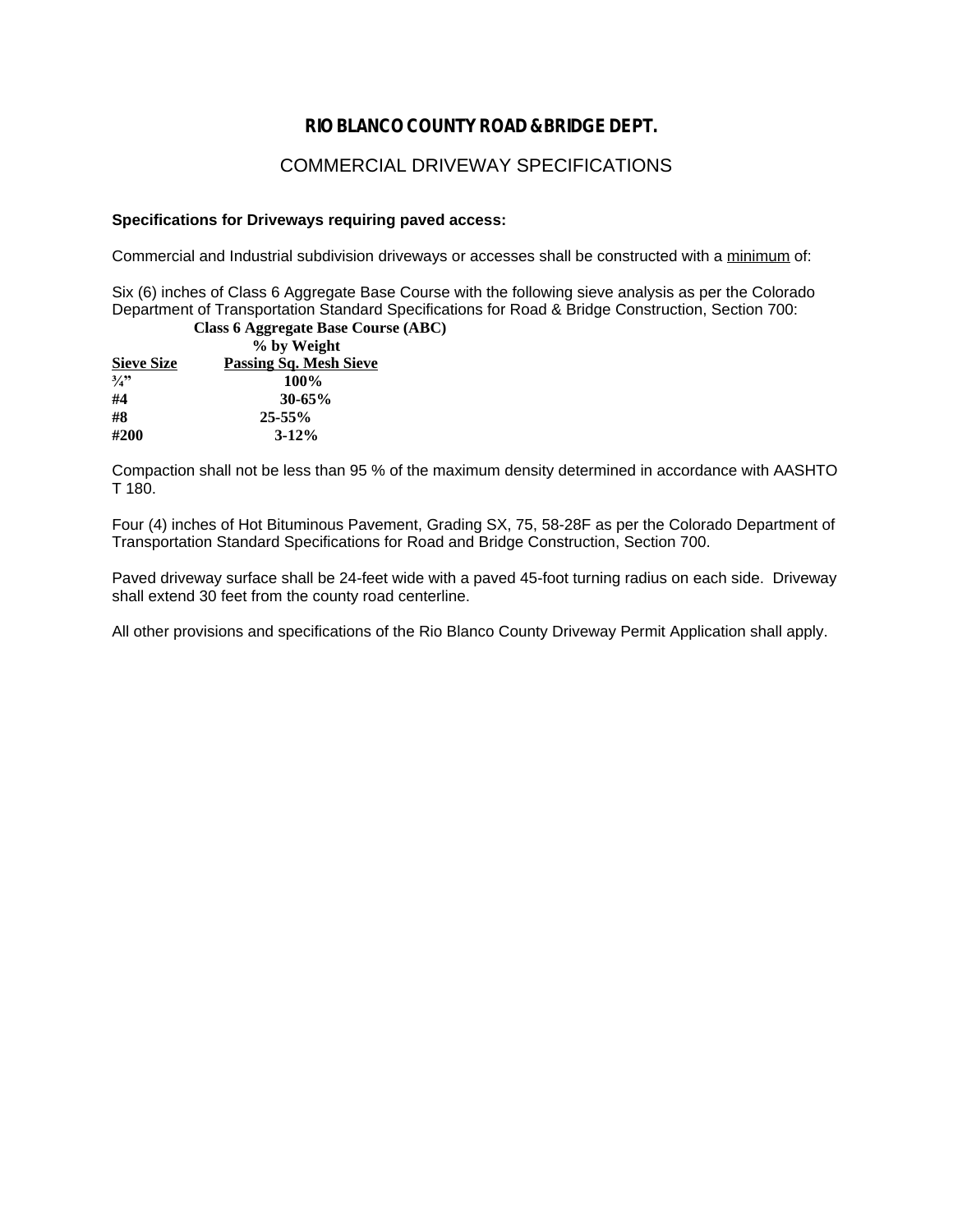# RIO BLANCO COUNTY ROAD & BRIDGE DEPT.

## COMMERCIAL DRIVEWAY SPECIFICATIONS

**Specifications for Driveways requiring paved access:**

Commercial and Industrial subdivision driveways or accesses shall be constructed with a minimum of:

Six (6) inches of Class 6 Aggregate Base Course with the following sieve analysis as per the Colorado Department of Transportation Standard Specifications for Road & Bridge Construction, Section 700:

**Class 6 Aggregate Base Course (ABC)**

| Sieve Size | % by Weight Passing Sq. Mesh Sieve |
|---|---|
| **¾"** | **100%** |
| **#4** | **30-65%** |
| **#8** | **25-55%** |
| **#200** | **3-12%** |

Compaction shall not be less than 95 % of the maximum density determined in accordance with AASHTO T 180.

Four (4) inches of Hot Bituminous Pavement, Grading SX, 75, 58-28F as per the Colorado Department of Transportation Standard Specifications for Road and Bridge Construction, Section 700.

Paved driveway surface shall be 24-feet wide with a paved 45-foot turning radius on each side. Driveway shall extend 30 feet from the county road centerline.

All other provisions and specifications of the Rio Blanco County Driveway Permit Application shall apply.